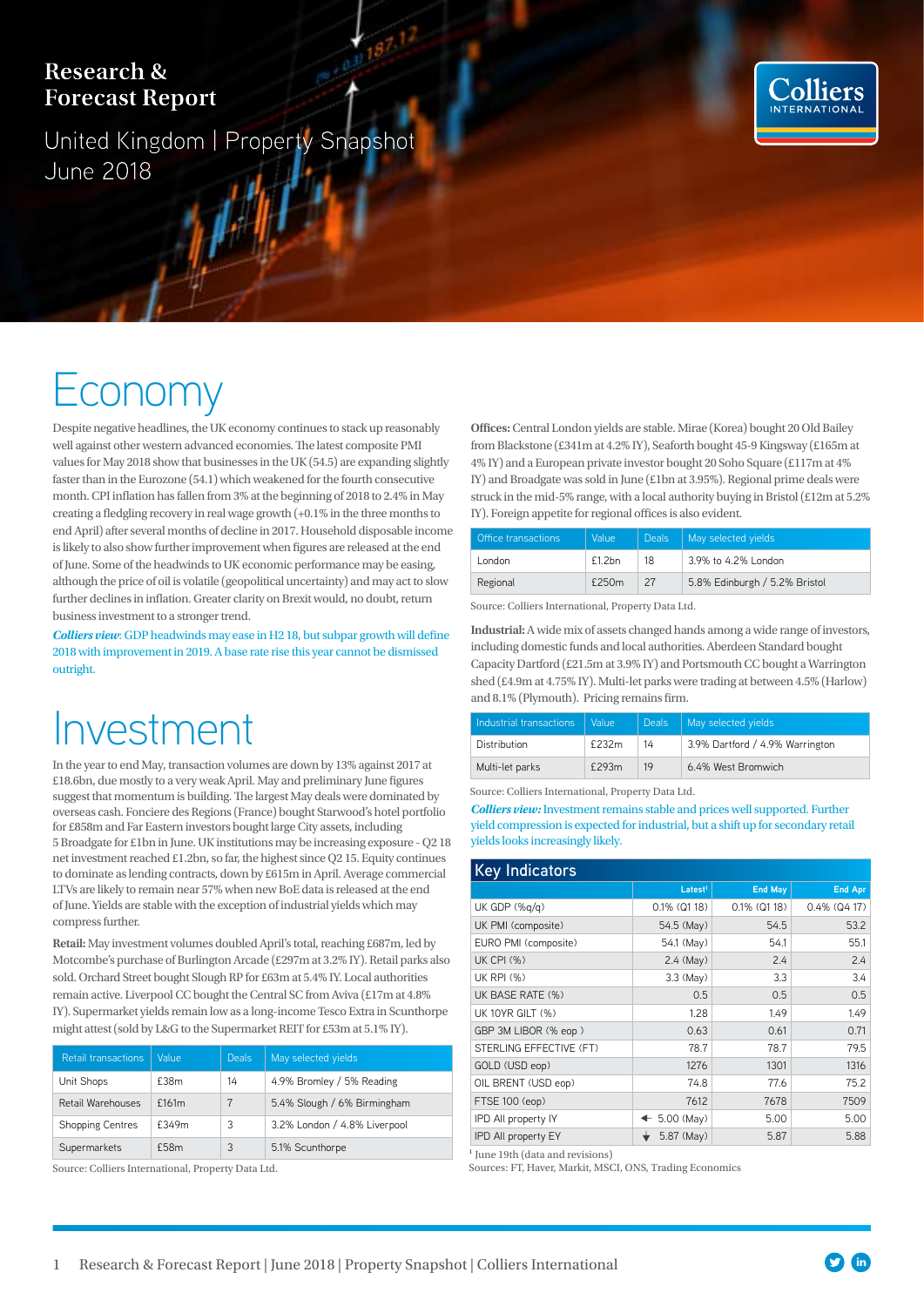# Research & Forecast Report

United Kingdom | Property Snapshot
June 2018

## Economy

Despite negative headlines, the UK economy continues to stack up reasonably well against other western advanced economies. The latest composite PMI values for May 2018 show that businesses in the UK (54.5) are expanding slightly faster than in the Eurozone (54.1) which weakened for the fourth consecutive month. CPI inflation has fallen from 3% at the beginning of 2018 to 2.4% in May creating a fledgling recovery in real wage growth (+0.1% in the three months to end April) after several months of decline in 2017. Household disposable income is likely to also show further improvement when figures are released at the end of June. Some of the headwinds to UK economic performance may be easing, although the price of oil is volatile (geopolitical uncertainty) and may act to slow further declines in inflation. Greater clarity on Brexit would, no doubt, return business investment to a stronger trend.

***Colliers view:*** GDP headwinds may ease in H2 18, but subpar growth will define 2018 with improvement in 2019. A base rate rise this year cannot be dismissed outright.

## Investment

In the year to end May, transaction volumes are down by 13% against 2017 at £18.6bn, due mostly to a very weak April. May and preliminary June figures suggest that momentum is building. The largest May deals were dominated by overseas cash. Fonciere des Regions (France) bought Starwood's hotel portfolio for £858m and Far Eastern investors bought large City assets, including 5 Broadgate for £1bn in June. UK institutions may be increasing exposure - Q2 18 net investment reached £1.2bn, so far, the highest since Q2 15. Equity continues to dominate as lending contracts, down by £615m in April. Average commercial LTVs are likely to remain near 57% when new BoE data is released at the end of June. Yields are stable with the exception of industrial yields which may compress further.

**Retail:** May investment volumes doubled April's total, reaching £687m, led by Motcombe's purchase of Burlington Arcade (£297m at 3.2% IY). Retail parks also sold. Orchard Street bought Slough RP for £63m at 5.4% IY. Local authorities remain active. Liverpool CC bought the Central SC from Aviva (£17m at 4.8% IY). Supermarket yields remain low as a long-income Tesco Extra in Scunthorpe might attest (sold by L&G to the Supermarket REIT for £53m at 5.1% IY).

| Retail transactions | Value | Deals | May selected yields |
|---|---|---|---|
| Unit Shops | £38m | 14 | 4.9% Bromley / 5% Reading |
| Retail Warehouses | £161m | 7 | 5.4% Slough / 6% Birmingham |
| Shopping Centres | £349m | 3 | 3.2% London / 4.8% Liverpool |
| Supermarkets | £58m | 3 | 5.1% Scunthorpe |

Source: Colliers International, Property Data Ltd.

**Offices:** Central London yields are stable. Mirae (Korea) bought 20 Old Bailey from Blackstone (£341m at 4.2% IY), Seaforth bought 45-9 Kingsway (£165m at 4% IY) and a European private investor bought 20 Soho Square (£117m at 4% IY) and Broadgate was sold in June (£1bn at 3.95%). Regional prime deals were struck in the mid-5% range, with a local authority buying in Bristol (£12m at 5.2% IY). Foreign appetite for regional offices is also evident.

| Office transactions | Value | Deals | May selected yields |
|---|---|---|---|
| London | £1.2bn | 18 | 3.9% to 4.2% London |
| Regional | £250m | 27 | 5.8% Edinburgh / 5.2% Bristol |

Source: Colliers International, Property Data Ltd.

**Industrial:** A wide mix of assets changed hands among a wide range of investors, including domestic funds and local authorities. Aberdeen Standard bought Capacity Dartford (£21.5m at 3.9% IY) and Portsmouth CC bought a Warrington shed (£4.9m at 4.75% IY). Multi-let parks were trading at between 4.5% (Harlow) and 8.1% (Plymouth). Pricing remains firm.

| Industrial transactions | Value | Deals | May selected yields |
|---|---|---|---|
| Distribution | £232m | 14 | 3.9% Dartford / 4.9% Warrington |
| Multi-let parks | £293m | 19 | 6.4% West Bromwich |

Source: Colliers International, Property Data Ltd.

***Colliers view:*** Investment remains stable and prices well supported. Further yield compression is expected for industrial, but a shift up for secondary retail yields looks increasingly likely.

## Key Indicators

| | Latest[1] | End May | End Apr |
|---|---|---|---|
| UK GDP (%q/q) | 0.1% (Q1 18) | 0.1% (Q1 18) | 0.4% (Q4 17) |
| UK PMI (composite) | 54.5 (May) | 54.5 | 53.2 |
| EURO PMI (composite) | 54.1 (May) | 54.1 | 55.1 |
| UK CPI (%) | 2.4 (May) | 2.4 | 2.4 |
| UK RPI (%) | 3.3 (May) | 3.3 | 3.4 |
| UK BASE RATE (%) | 0.5 | 0.5 | 0.5 |
| UK 10YR GILT (%) | 1.28 | 1.49 | 1.49 |
| GBP 3M LIBOR (% eop ) | 0.63 | 0.61 | 0.71 |
| STERLING EFFECTIVE (FT) | 78.7 | 78.7 | 79.5 |
| GOLD (USD eop) | 1276 | 1301 | 1316 |
| OIL BRENT (USD eop) | 74.8 | 77.6 | 75.2 |
| FTSE 100 (eop) | 7612 | 7678 | 7509 |
| IPD All property IY | ← 5.00 (May) | 5.00 | 5.00 |
| IPD All property EY | ↓ 5.87 (May) | 5.87 | 5.88 |

[1] June 19th (data and revisions)
Sources: FT, Haver, Markit, MSCI, ONS, Trading Economics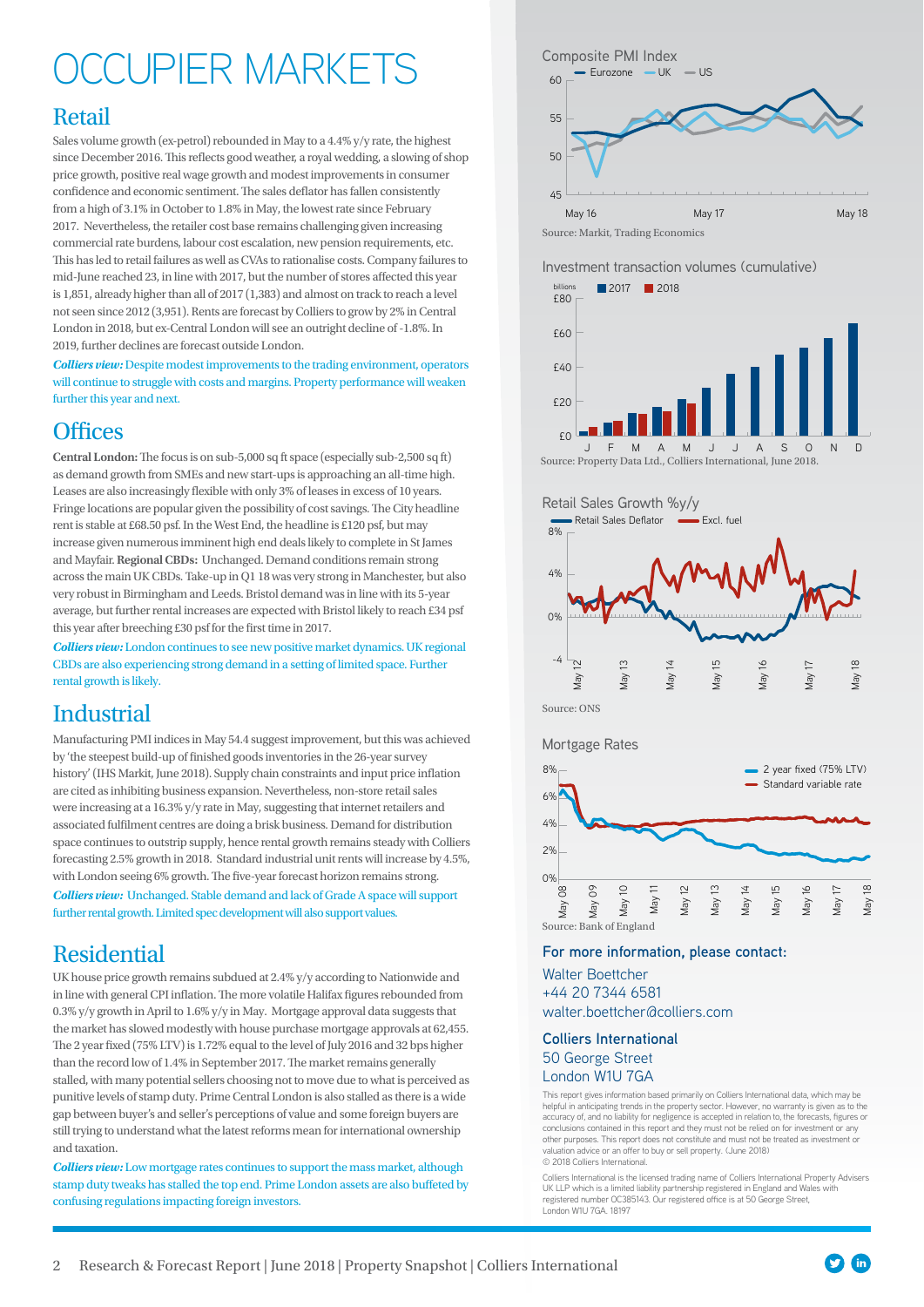# OCCUPIER MARKETS

## Retail

Sales volume growth (ex-petrol) rebounded in May to a 4.4% y/y rate, the highest since December 2016. This reflects good weather, a royal wedding, a slowing of shop price growth, positive real wage growth and modest improvements in consumer confidence and economic sentiment. The sales deflator has fallen consistently from a high of 3.1% in October to 1.8% in May, the lowest rate since February 2017. Nevertheless, the retailer cost base remains challenging given increasing commercial rate burdens, labour cost escalation, new pension requirements, etc. This has led to retail failures as well as CVAs to rationalise costs. Company failures to mid-June reached 23, in line with 2017, but the number of stores affected this year is 1,851, already higher than all of 2017 (1,383) and almost on track to reach a level not seen since 2012 (3,951). Rents are forecast by Colliers to grow by 2% in Central London in 2018, but ex-Central London will see an outright decline of -1.8%. In 2019, further declines are forecast outside London.

***Colliers view:*** Despite modest improvements to the trading environment, operators will continue to struggle with costs and margins. Property performance will weaken further this year and next.

## Offices

**Central London:** The focus is on sub-5,000 sq ft space (especially sub-2,500 sq ft) as demand growth from SMEs and new start-ups is approaching an all-time high. Leases are also increasingly flexible with only 3% of leases in excess of 10 years. Fringe locations are popular given the possibility of cost savings. The City headline rent is stable at £68.50 psf. In the West End, the headline is £120 psf, but may increase given numerous imminent high end deals likely to complete in St James and Mayfair. **Regional CBDs:** Unchanged. Demand conditions remain strong across the main UK CBDs. Take-up in Q1 18 was very strong in Manchester, but also very robust in Birmingham and Leeds. Bristol demand was in line with its 5-year average, but further rental increases are expected with Bristol likely to reach £34 psf this year after breeching £30 psf for the first time in 2017.

***Colliers view:*** London continues to see new positive market dynamics. UK regional CBDs are also experiencing strong demand in a setting of limited space. Further rental growth is likely.

## Industrial

Manufacturing PMI indices in May 54.4 suggest improvement, but this was achieved by 'the steepest build-up of finished goods inventories in the 26-year survey history' (IHS Markit, June 2018). Supply chain constraints and input price inflation are cited as inhibiting business expansion. Nevertheless, non-store retail sales were increasing at a 16.3% y/y rate in May, suggesting that internet retailers and associated fulfilment centres are doing a brisk business. Demand for distribution space continues to outstrip supply, hence rental growth remains steady with Colliers forecasting 2.5% growth in 2018. Standard industrial unit rents will increase by 4.5%, with London seeing 6% growth. The five-year forecast horizon remains strong.

***Colliers view:*** Unchanged. Stable demand and lack of Grade A space will support further rental growth. Limited spec development will also support values.

## Residential

UK house price growth remains subdued at 2.4% y/y according to Nationwide and in line with general CPI inflation. The more volatile Halifax figures rebounded from 0.3% y/y growth in April to 1.6% y/y in May. Mortgage approval data suggests that the market has slowed modestly with house purchase mortgage approvals at 62,455. The 2 year fixed (75% LTV) is 1.72% equal to the level of July 2016 and 32 bps higher than the record low of 1.4% in September 2017. The market remains generally stalled, with many potential sellers choosing not to move due to what is perceived as punitive levels of stamp duty. Prime Central London is also stalled as there is a wide gap between buyer's and seller's perceptions of value and some foreign buyers are still trying to understand what the latest reforms mean for international ownership and taxation.

***Colliers view:*** Low mortgage rates continues to support the mass market, although stamp duty tweaks has stalled the top end. Prime London assets are also buffeted by confusing regulations impacting foreign investors.

Composite PMI Index

Eurozone — UK — US

60, 55, 50, 45

May 16, May 17, May 18

Source: Markit, Trading Economics

Investment transaction volumes (cumulative)

billions £80, £60, £40, £20, £0

2017, 2018

J F M A M J J A S O N D

Source: Property Data Ltd., Colliers International, June 2018.

Retail Sales Growth %y/y

Retail Sales Deflator — Excl. fuel

8%, 4%, 0%, -4

May 12, May 13, May 14, May 15, May 16, May 17, May 18

Source: ONS

Mortgage Rates

2 year fixed (75% LTV), Standard variable rate

8%, 6%, 4%, 2%, 0%

May 08, May 09, May 10, May 11, May 12, May 13, May 14, May 15, May 16, May 17, May 18

Source: Bank of England

### For more information, please contact:

Walter Boettcher
+44 20 7344 6581
walter.boettcher@colliers.com

**Colliers International**
50 George Street
London W1U 7GA

This report gives information based primarily on Colliers International data, which may be helpful in anticipating trends in the property sector. However, no warranty is given as to the accuracy of, and no liability for negligence is accepted in relation to, the forecasts, figures or conclusions contained in this report and they must not be relied on for investment or any other purposes. This report does not constitute and must not be treated as investment or valuation advice or an offer to buy or sell property. (June 2018)
© 2018 Colliers International.

Colliers International is the licensed trading name of Colliers International Property Advisers UK LLP which is a limited liability partnership registered in England and Wales with registered number OC385143. Our registered office is at 50 George Street, London W1U 7GA. 18197